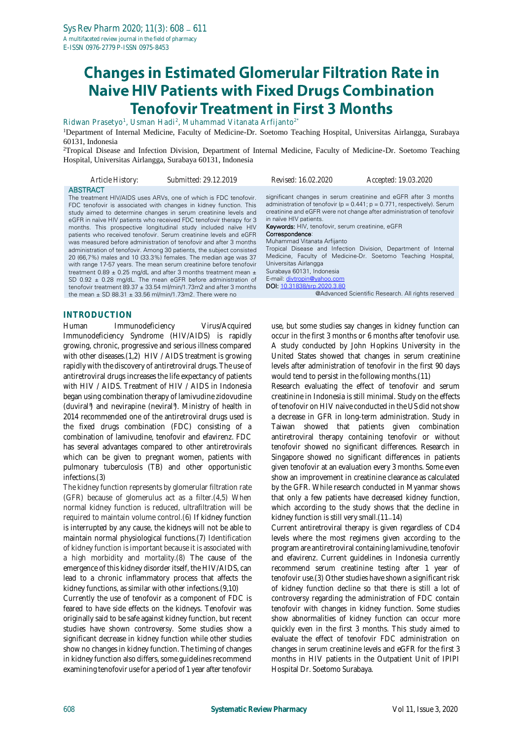# Changes in Estimated Glomerular Filtration Rate in Naive HIV Patients with Fixed Drugs Combination Tenofovir Treatment in First 3 Months

Ridwan Prasetyo[1], Usman Hadi[2], Muhammad Vitanata Arfijanto[2*]

[1]Department of Internal Medicine, Faculty of Medicine-Dr. Soetomo Teaching Hospital, Universitas Airlangga, Surabaya 60131, Indonesia

[2]Tropical Disease and Infection Division, Department of Internal Medicine, Faculty of Medicine-Dr. Soetomo Teaching Hospital, Universitas Airlangga, Surabaya 60131, Indonesia

Article History: Submitted: 29.12.2019 Revised: 16.02.2020 Accepted: 19.03.2020

## ABSTRACT

The treatment HIV/AIDS uses ARVs, one of which is FDC tenofovir. FDC tenofovir is associated with changes in kidney function. This study aimed to determine changes in serum creatinine levels and eGFR in naïve HIV patients who received FDC tenofovir therapy for 3 months. This prospective longitudinal study included naïve HIV patients who received tenofovir. Serum creatinine levels and eGFR was measured before administration of tenofovir and after 3 months administration of tenofovir. Among 30 patients, the subject consisted 20 (66,7%) males and 10 (33.3%) females. The median age was 37 with range 17-57 years. The mean serum creatinine before tenofovir treatment 0.89 ± 0.25 mg/dL and after 3 months treatment mean ± SD 0.92 ± 0.28 mg/dL. The mean eGFR before administration of tenofovir treatment 89.37 ± 33.54 ml/min/1.73m2 and after 3 months the mean ± SD 88.31 ± 33.56 ml/min/1.73m2. There were no significant changes in serum creatinine and eGFR after 3 months administration of tenofovir ($p = 0.441$; $p = 0.771$, respectively). Serum creatinine and eGFR were not change after administration of tenofovir in naïve HIV patients.

**Keywords:** HIV, tenofovir, serum creatinine, eGFR

**Correspondence**:
Muhammad Vitanata Arfijanto
Tropical Disease and Infection Division, Department of Internal Medicine, Faculty of Medicine-Dr. Soetomo Teaching Hospital, Universitas Airlangga
Surabaya 60131, Indonesia
E-mail: divtropin@yahoo.com
**DOI:** 10.31838/srp.2020.3.80

@Advanced Scientific Research. All rights reserved

## INTRODUCTION

Human Immunodeficiency Virus/Acquired Immunodeficiency Syndrome (HIV/AIDS) is rapidly growing, chronic, progressive and serious illness compared with other diseases.(1,2) HIV / AIDS treatment is growing rapidly with the discovery of antiretroviral drugs. The use of antiretroviral drugs increases the life expectancy of patients with HIV / AIDS. Treatment of HIV / AIDS in Indonesia began using combination therapy of lamivudine zidovudine (duviral®) and nevirapine (neviral®). Ministry of health in 2014 recommended one of the antiretroviral drugs used is the fixed drugs combination (FDC) consisting of a combination of lamivudine, tenofovir and efavirenz. FDC has several advantages compared to other antiretrovirals which can be given to pregnant women, patients with pulmonary tuberculosis (TB) and other opportunistic infections.(3)

The kidney function represents by glomerular filtration rate (GFR) because of glomerulus act as a filter.(4,5) When normal kidney function is reduced, ultrafiltration will be required to maintain volume control.(6) If kidney function is interrupted by any cause, the kidneys will not be able to maintain normal physiological functions.(7) Identification of kidney function is important because it is associated with a high morbidity and mortality.(8) The cause of the emergence of this kidney disorder itself, the HIV/AIDS, can lead to a chronic inflammatory process that affects the kidney functions, as similar with other infections.(9,10)

Currently the use of tenofovir as a component of FDC is feared to have side effects on the kidneys. Tenofovir was originally said to be safe against kidney function, but recent studies have shown controversy. Some studies show a significant decrease in kidney function while other studies show no changes in kidney function. The timing of changes in kidney function also differs, some guidelines recommend examining tenofovir use for a period of 1 year after tenofovir use, but some studies say changes in kidney function can occur in the first 3 months or 6 months after tenofovir use. A study conducted by John Hopkins University in the United States showed that changes in serum creatinine levels after administration of tenofovir in the first 90 days would tend to persist in the following months.(11)

Research evaluating the effect of tenofovir and serum creatinine in Indonesia is still minimal. Study on the effects of tenofovir on HIV naive conducted in the US did not show a decrease in GFR in long-term administration. Study in Taiwan showed that patients given combination antiretroviral therapy containing tenofovir or without tenofovir showed no significant differences. Research in Singapore showed no significant differences in patients given tenofovir at an evaluation every 3 months. Some even show an improvement in creatinine clearance as calculated by the GFR. While research conducted in Myanmar shows that only a few patients have decreased kidney function, which according to the study shows that the decline in kidney function is still very small.(11–14)

Current antiretroviral therapy is given regardless of CD4 levels where the most regimens given according to the program are antiretroviral containing lamivudine, tenofovir and efavirenz. Current guidelines in Indonesia currently recommend serum creatinine testing after 1 year of tenofovir use.(3) Other studies have shown a significant risk of kidney function decline so that there is still a lot of controversy regarding the administration of FDC contain tenofovir with changes in kidney function. Some studies show abnormalities of kidney function can occur more quickly even in the first 3 months. This study aimed to evaluate the effect of tenofovir FDC administration on changes in serum creatinine levels and eGFR for the first 3 months in HIV patients in the Outpatient Unit of IPIPI Hospital Dr. Soetomo Surabaya.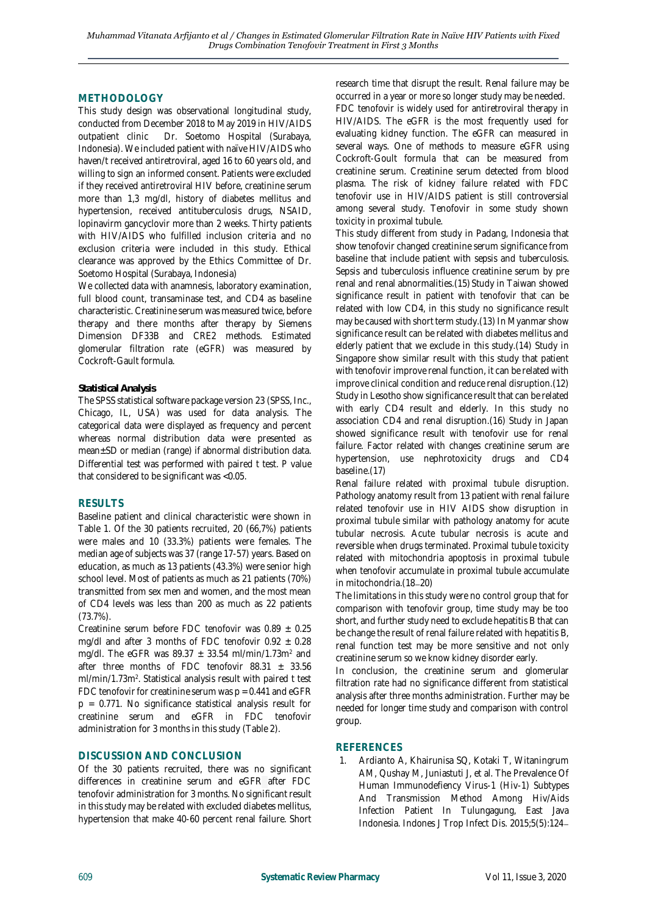## METHODOLOGY

This study design was observational longitudinal study, conducted from December 2018 to May 2019 in HIV/AIDS outpatient clinic Dr. Soetomo Hospital (Surabaya, Indonesia). We included patient with naïve HIV/AIDS who haven/t received antiretroviral, aged 16 to 60 years old, and willing to sign an informed consent. Patients were excluded if they received antiretroviral HIV before, creatinine serum more than 1,3 mg/dl, history of diabetes mellitus and hypertension, received antituberculosis drugs, NSAID, lopinavirm gancyclovir more than 2 weeks. Thirty patients with HIV/AIDS who fulfilled inclusion criteria and no exclusion criteria were included in this study. Ethical clearance was approved by the Ethics Committee of Dr. Soetomo Hospital (Surabaya, Indonesia)

We collected data with anamnesis, laboratory examination, full blood count, transaminase test, and CD4 as baseline characteristic. Creatinine serum was measured twice, before therapy and there months after therapy by Siemens Dimension DF33B and CRE2 methods. Estimated glomerular filtration rate (eGFR) was measured by Cockroft-Gault formula.

### Statistical Analysis

The SPSS statistical software package version 23 (SPSS, Inc., Chicago, IL, USA) was used for data analysis. The categorical data were displayed as frequency and percent whereas normal distribution data were presented as mean±SD or median (range) if abnormal distribution data. Differential test was performed with paired t test. P value that considered to be significant was <0.05.

## RESULTS

Baseline patient and clinical characteristic were shown in Table 1. Of the 30 patients recruited, 20 (66,7%) patients were males and 10 (33.3%) patients were females. The median age of subjects was 37 (range 17-57) years. Based on education, as much as 13 patients (43.3%) were senior high school level. Most of patients as much as 21 patients (70%) transmitted from sex men and women, and the most mean of CD4 levels was less than 200 as much as 22 patients (73.7%).

Creatinine serum before FDC tenofovir was 0.89 ± 0.25 mg/dl and after 3 months of FDC tenofovir 0.92 ± 0.28 mg/dl. The eGFR was 89.37 ± 33.54 ml/min/1.73m$^2$ and after three months of FDC tenofovir 88.31 ± 33.56 ml/min/1.73m$^2$. Statistical analysis result with paired t test FDC tenofovir for creatinine serum was p = 0.441 and eGFR p = 0.771. No significance statistical analysis result for creatinine serum and eGFR in FDC tenofovir administration for 3 months in this study (Table 2).

## DISCUSSION AND CONCLUSION

Of the 30 patients recruited, there was no significant differences in creatinine serum and eGFR after FDC tenofovir administration for 3 months. No significant result in this study may be related with excluded diabetes mellitus, hypertension that make 40-60 percent renal failure. Short research time that disrupt the result. Renal failure may be occurred in a year or more so longer study may be needed.

FDC tenofovir is widely used for antiretroviral therapy in HIV/AIDS. The eGFR is the most frequently used for evaluating kidney function. The eGFR can measured in several ways. One of methods to measure eGFR using Cockroft-Goult formula that can be measured from creatinine serum. Creatinine serum detected from blood plasma. The risk of kidney failure related with FDC tenofovir use in HIV/AIDS patient is still controversial among several study. Tenofovir in some study shown toxicity in proximal tubule.

This study different from study in Padang, Indonesia that show tenofovir changed creatinine serum significance from baseline that include patient with sepsis and tuberculosis. Sepsis and tuberculosis influence creatinine serum by pre renal and renal abnormalities.(15) Study in Taiwan showed significance result in patient with tenofovir that can be related with low CD4, in this study no significance result may be caused with short term study.(13) In Myanmar show significance result can be related with diabetes mellitus and elderly patient that we exclude in this study.(14) Study in Singapore show similar result with this study that patient with tenofovir improve renal function, it can be related with improve clinical condition and reduce renal disruption.(12) Study in Lesotho show significance result that can be related with early CD4 result and elderly. In this study no association CD4 and renal disruption.(16) Study in Japan showed significance result with tenofovir use for renal failure. Factor related with changes creatinine serum are hypertension, use nephrotoxicity drugs and CD4 baseline.(17)

Renal failure related with proximal tubule disruption. Pathology anatomy result from 13 patient with renal failure related tenofovir use in HIV AIDS show disruption in proximal tubule similar with pathology anatomy for acute tubular necrosis. Acute tubular necrosis is acute and reversible when drugs terminated. Proximal tubule toxicity related with mitochondria apoptosis in proximal tubule when tenofovir accumulate in proximal tubule accumulate in mitochondria.(18–20)

The limitations in this study were no control group that for comparison with tenofovir group, time study may be too short, and further study need to exclude hepatitis B that can be change the result of renal failure related with hepatitis B, renal function test may be more sensitive and not only creatinine serum so we know kidney disorder early.

In conclusion, the creatinine serum and glomerular filtration rate had no significance different from statistical analysis after three months administration. Further may be needed for longer time study and comparison with control group.

## REFERENCES

1. Ardianto A, Khairunisa SQ, Kotaki T, Witaningrum AM, Qushay M, Juniastuti J, et al. The Prevalence Of Human Immunodefiency Virus-1 (Hiv-1) Subtypes And Transmission Method Among Hiv/Aids Infection Patient In Tulungagung, East Java Indonesia. Indones J Trop Infect Dis. 2015;5(5):124–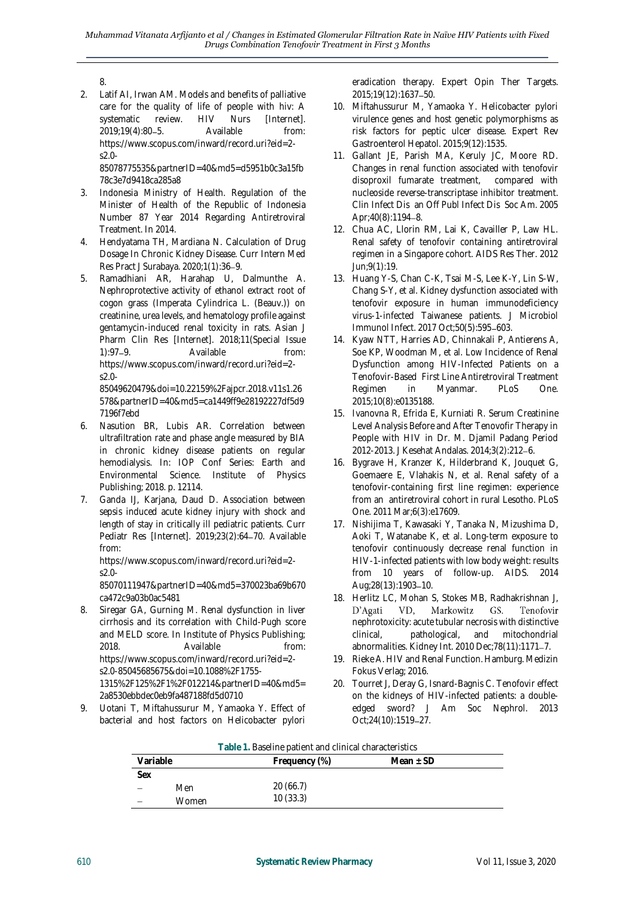8.

2. Latif AI, Irwan AM. Models and benefits of palliative care for the quality of life of people with hiv: A systematic review. HIV Nurs [Internet]. 2019;19(4):80–5. Available from: https://www.scopus.com/inward/record.uri?eid=2-s2.0-85078775535&partnerID=40&md5=d5951b0c3a15fb78c3e7d9418ca285a8
3. Indonesia Ministry of Health. Regulation of the Minister of Health of the Republic of Indonesia Number 87 Year 2014 Regarding Antiretroviral Treatment. In 2014.
4. Hendyatama TH, Mardiana N. Calculation of Drug Dosage In Chronic Kidney Disease. Curr Intern Med Res Pract J Surabaya. 2020;1(1):36–9.
5. Ramadhiani AR, Harahap U, Dalmunthe A. Nephroprotective activity of ethanol extract root of cogon grass (Imperata Cylindrica L. (Beauv.)) on creatinine, urea levels, and hematology profile against gentamycin-induced renal toxicity in rats. Asian J Pharm Clin Res [Internet]. 2018;11(Special Issue 1):97–9. Available from: https://www.scopus.com/inward/record.uri?eid=2-s2.0-85049620479&doi=10.22159%2Fajpcr.2018.v11s1.26578&partnerID=40&md5=ca1449ff9e28192227df5d97196f7ebd
6. Nasution BR, Lubis AR. Correlation between ultrafiltration rate and phase angle measured by BIA in chronic kidney disease patients on regular hemodialysis. In: IOP Conf Series: Earth and Environmental Science. Institute of Physics Publishing; 2018. p. 12114.
7. Ganda IJ, Karjana, Daud D. Association between sepsis induced acute kidney injury with shock and length of stay in critically ill pediatric patients. Curr Pediatr Res [Internet]. 2019;23(2):64–70. Available from: https://www.scopus.com/inward/record.uri?eid=2-s2.0-85070111947&partnerID=40&md5=370023ba69b670ca472c9a03b0ac5481
8. Siregar GA, Gurning M. Renal dysfunction in liver cirrhosis and its correlation with Child-Pugh score and MELD score. In Institute of Physics Publishing; 2018. Available from: https://www.scopus.com/inward/record.uri?eid=2-s2.0-85045685675&doi=10.1088%2F1755-1315%2F125%2F1%2F012214&partnerID=40&md5=2a8530ebbdec0eb9fa487188fd5d0710
9. Uotani T, Miftahussurur M, Yamaoka Y. Effect of bacterial and host factors on Helicobacter pylori eradication therapy. Expert Opin Ther Targets. 2015;19(12):1637–50.
10. Miftahussurur M, Yamaoka Y. Helicobacter pylori virulence genes and host genetic polymorphisms as risk factors for peptic ulcer disease. Expert Rev Gastroenterol Hepatol. 2015;9(12):1535.
11. Gallant JE, Parish MA, Keruly JC, Moore RD. Changes in renal function associated with tenofovir disoproxil fumarate treatment, compared with nucleoside reverse-transcriptase inhibitor treatment. Clin Infect Dis an Off Publ Infect Dis Soc Am. 2005 Apr;40(8):1194–8.
12. Chua AC, Llorin RM, Lai K, Cavailler P, Law HL. Renal safety of tenofovir containing antiretroviral regimen in a Singapore cohort. AIDS Res Ther. 2012 Jun;9(1):19.
13. Huang Y-S, Chan C-K, Tsai M-S, Lee K-Y, Lin S-W, Chang S-Y, et al. Kidney dysfunction associated with tenofovir exposure in human immunodeficiency virus-1-infected Taiwanese patients. J Microbiol Immunol Infect. 2017 Oct;50(5):595–603.
14. Kyaw NTT, Harries AD, Chinnakali P, Antierens A, Soe KP, Woodman M, et al. Low Incidence of Renal Dysfunction among HIV-Infected Patients on a Tenofovir-Based First Line Antiretroviral Treatment Regimen in Myanmar. PLoS One. 2015;10(8):e0135188.
15. Ivanovna R, Efrida E, Kurniati R. Serum Creatinine Level Analysis Before and After Tenovofir Therapy in People with HIV in Dr. M. Djamil Padang Period 2012-2013. J Kesehat Andalas. 2014;3(2):212–6.
16. Bygrave H, Kranzer K, Hilderbrand K, Jouquet G, Goemaere E, Vlahakis N, et al. Renal safety of a tenofovir-containing first line regimen: experience from an antiretroviral cohort in rural Lesotho. PLoS One. 2011 Mar;6(3):e17609.
17. Nishijima T, Kawasaki Y, Tanaka N, Mizushima D, Aoki T, Watanabe K, et al. Long-term exposure to tenofovir continuously decrease renal function in HIV-1-infected patients with low body weight: results from 10 years of follow-up. AIDS. 2014 Aug;28(13):1903–10.
18. Herlitz LC, Mohan S, Stokes MB, Radhakrishnan J, D'Agati VD, Markowitz GS. Tenofovir nephrotoxicity: acute tubular necrosis with distinctive clinical, pathological, and mitochondrial abnormalities. Kidney Int. 2010 Dec;78(11):1171–7.
19. Rieke A. HIV and Renal Function. Hamburg. Medizin Fokus Verlag; 2016.
20. Tourret J, Deray G, Isnard-Bagnis C. Tenofovir effect on the kidneys of HIV-infected patients: a double-edged sword? J Am Soc Nephrol. 2013 Oct;24(10):1519–27.

**Table 1.** Baseline patient and clinical characteristics

| Variable | Frequency (%) | Mean ± SD |
|---|---|---|
| **Sex** | | |
| – Men | 20 (66.7) | |
| – Women | 10 (33.3) | |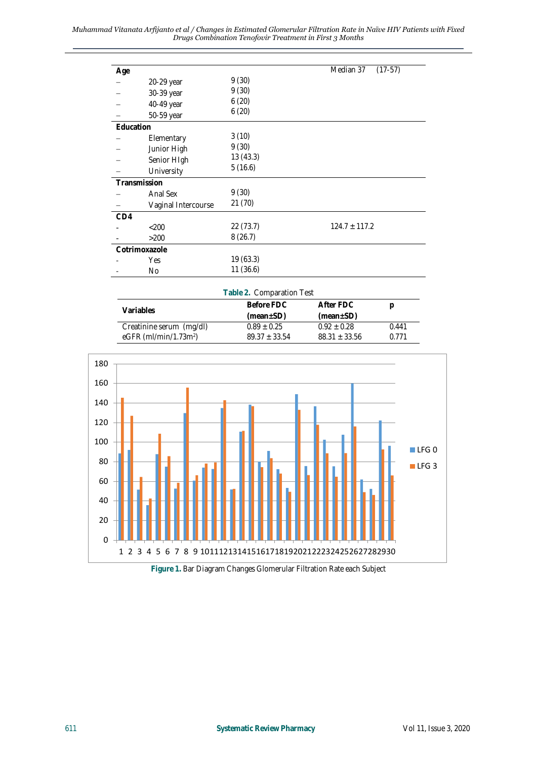| | | | |
|---|---|---|---|
| **Age** | | | Median 37 (17-57) |
| – | 20-29 year | 9 (30) | |
| – | 30-39 year | 9 (30) | |
| – | 40-49 year | 6 (20) | |
| – | 50-59 year | 6 (20) | |
| **Education** | | | |
| – | Elementary | 3 (10) | |
| – | Junior High | 9 (30) | |
| – | Senior HIgh | 13 (43.3) | |
| – | University | 5 (16.6) | |
| **Transmission** | | | |
| – | Anal Sex | 9 (30) | |
| – | Vaginal Intercourse | 21 (70) | |
| **CD4** | | | |
| - | <200 | 22 (73.7) | 124.7 ± 117.2 |
| - | >200 | 8 (26.7) | |
| **Cotrimoxazole** | | | |
| - | Yes | 19 (63.3) | |
| - | No | 11 (36.6) | |

**Table 2.** Comparation Test

| Variables | Before FDC (mean±SD) | After FDC (mean±SD) | p |
|---|---|---|---|
| Creatinine serum (mg/dl) | 0.89 ± 0.25 | 0.92 ± 0.28 | 0.441 |
| eGFR (ml/min/1.73m²) | 89.37 ± 33.54 | 88.31 ± 33.56 | 0.771 |

180
160
140
120
100
80
60
40
20
0
1 2 3 4 5 6 7 8 9 101112131415161718192021222324252627282930
LFG 0
LFG 3

**Figure 1.** Bar Diagram Changes Glomerular Filtration Rate each Subject